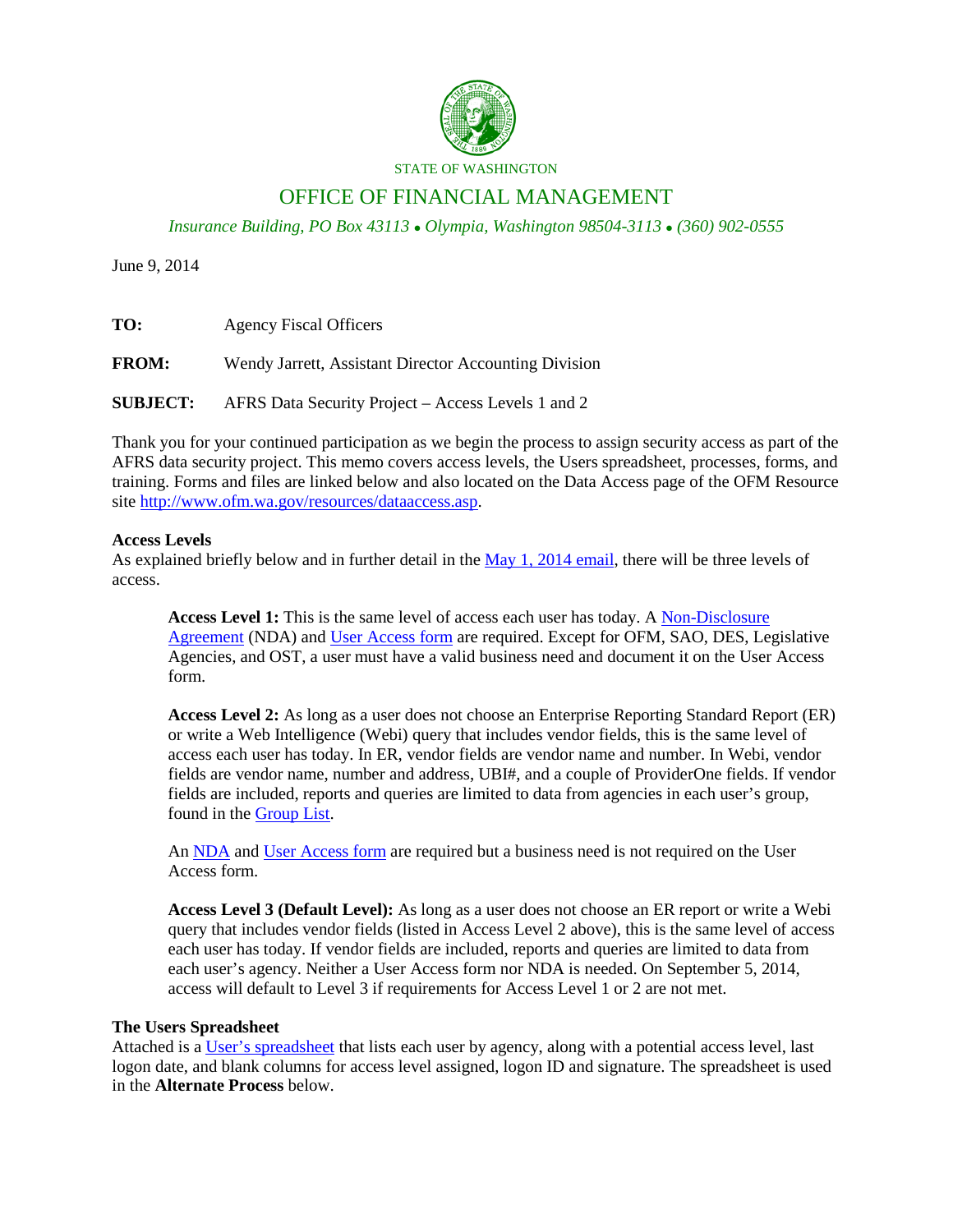STATE OF WASHINGTON

# OFFICE OF FINANCIAL MANAGEMENT

*Insurance Building, PO Box 43113 • Olympia, Washington 98504-3113 • (360) 902-0555*

June 9, 2014

**TO:** Agency Fiscal Officers

**FROM:** Wendy Jarrett, Assistant Director Accounting Division

**SUBJECT:** AFRS Data Security Project – Access Levels 1 and 2

Thank you for your continued participation as we begin the process to assign security access as part of the AFRS data security project. This memo covers access levels, the Users spreadsheet, processes, forms, and training. Forms and files are linked below and also located on the Data Access page of the OFM Resource site [http://www.ofm.wa.gov/resources/dataaccess.asp](http://www.ofm.wa.gov/resources/dataaccess.asp).

**Access Levels**

As explained briefly below and in further detail in the [May 1, 2014 email](), there will be three levels of access.

> **Access Level 1:** This is the same level of access each user has today. A [Non-Disclosure Agreement]() (NDA) and [User Access form]() are required. Except for OFM, SAO, DES, Legislative Agencies, and OST, a user must have a valid business need and document it on the User Access form.
>
> **Access Level 2:** As long as a user does not choose an Enterprise Reporting Standard Report (ER) or write a Web Intelligence (Webi) query that includes vendor fields, this is the same level of access each user has today. In ER, vendor fields are vendor name and number. In Webi, vendor fields are vendor name, number and address, UBI#, and a couple of ProviderOne fields. If vendor fields are included, reports and queries are limited to data from agencies in each user's group, found in the [Group List]().
>
> An [NDA]() and [User Access form]() are required but a business need is not required on the User Access form.
>
> **Access Level 3 (Default Level):** As long as a user does not choose an ER report or write a Webi query that includes vendor fields (listed in Access Level 2 above), this is the same level of access each user has today. If vendor fields are included, reports and queries are limited to data from each user's agency. Neither a User Access form nor NDA is needed. On September 5, 2014, access will default to Level 3 if requirements for Access Level 1 or 2 are not met.

**The Users Spreadsheet**

Attached is a [User's spreadsheet]() that lists each user by agency, along with a potential access level, last logon date, and blank columns for access level assigned, logon ID and signature. The spreadsheet is used in the **Alternate Process** below.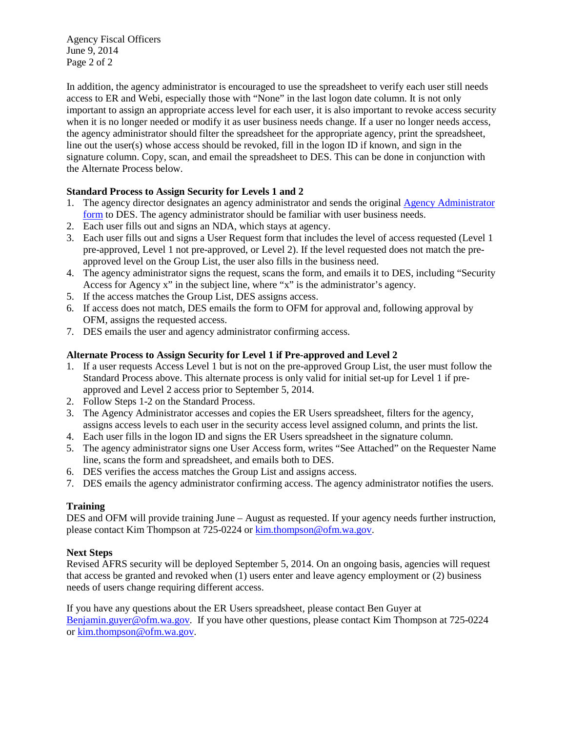In addition, the agency administrator is encouraged to use the spreadsheet to verify each user still needs access to ER and Webi, especially those with "None" in the last logon date column. It is not only important to assign an appropriate access level for each user, it is also important to revoke access security when it is no longer needed or modify it as user business needs change. If a user no longer needs access, the agency administrator should filter the spreadsheet for the appropriate agency, print the spreadsheet, line out the user(s) whose access should be revoked, fill in the logon ID if known, and sign in the signature column. Copy, scan, and email the spreadsheet to DES. This can be done in conjunction with the Alternate Process below.

**Standard Process to Assign Security for Levels 1 and 2**

1. The agency director designates an agency administrator and sends the original [Agency Administrator form](Agency Administrator form) to DES. The agency administrator should be familiar with user business needs.
2. Each user fills out and signs an NDA, which stays at agency.
3. Each user fills out and signs a User Request form that includes the level of access requested (Level 1 pre-approved, Level 1 not pre-approved, or Level 2). If the level requested does not match the pre-approved level on the Group List, the user also fills in the business need.
4. The agency administrator signs the request, scans the form, and emails it to DES, including "Security Access for Agency x" in the subject line, where "x" is the administrator's agency.
5. If the access matches the Group List, DES assigns access.
6. If access does not match, DES emails the form to OFM for approval and, following approval by OFM, assigns the requested access.
7. DES emails the user and agency administrator confirming access.

**Alternate Process to Assign Security for Level 1 if Pre-approved and Level 2**

1. If a user requests Access Level 1 but is not on the pre-approved Group List, the user must follow the Standard Process above. This alternate process is only valid for initial set-up for Level 1 if pre-approved and Level 2 access prior to September 5, 2014.
2. Follow Steps 1-2 on the Standard Process.
3. The Agency Administrator accesses and copies the ER Users spreadsheet, filters for the agency, assigns access levels to each user in the security access level assigned column, and prints the list.
4. Each user fills in the logon ID and signs the ER Users spreadsheet in the signature column.
5. The agency administrator signs one User Access form, writes "See Attached" on the Requester Name line, scans the form and spreadsheet, and emails both to DES.
6. DES verifies the access matches the Group List and assigns access.
7. DES emails the agency administrator confirming access. The agency administrator notifies the users.

**Training**

DES and OFM will provide training June – August as requested. If your agency needs further instruction, please contact Kim Thompson at 725-0224 or kim.thompson@ofm.wa.gov.

**Next Steps**

Revised AFRS security will be deployed September 5, 2014. On an ongoing basis, agencies will request that access be granted and revoked when (1) users enter and leave agency employment or (2) business needs of users change requiring different access.

If you have any questions about the ER Users spreadsheet, please contact Ben Guyer at Benjamin.guyer@ofm.wa.gov. If you have other questions, please contact Kim Thompson at 725-0224 or kim.thompson@ofm.wa.gov.